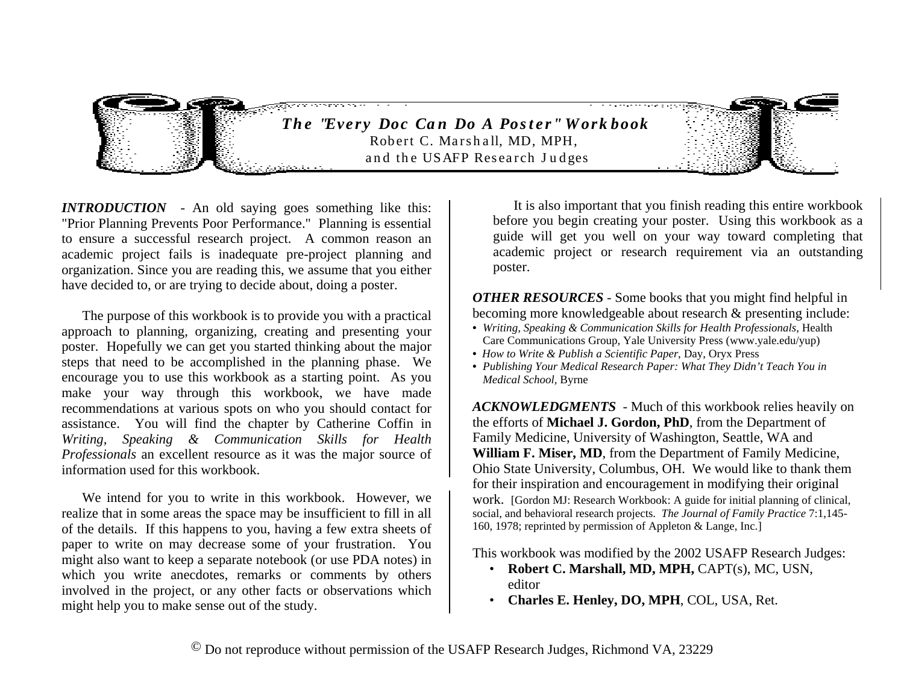# *The "Every Doc Can Do A Poster" Workbook*

Robert C. Marshall, MD, MPH,
and the USAFP Research Judges

***INTRODUCTION*** - An old saying goes something like this: "Prior Planning Prevents Poor Performance." Planning is essential to ensure a successful research project. A common reason an academic project fails is inadequate pre-project planning and organization. Since you are reading this, we assume that you either have decided to, or are trying to decide about, doing a poster.

The purpose of this workbook is to provide you with a practical approach to planning, organizing, creating and presenting your poster. Hopefully we can get you started thinking about the major steps that need to be accomplished in the planning phase. We encourage you to use this workbook as a starting point. As you make your way through this workbook, we have made recommendations at various spots on who you should contact for assistance. You will find the chapter by Catherine Coffin in *Writing, Speaking & Communication Skills for Health Professionals* an excellent resource as it was the major source of information used for this workbook.

We intend for you to write in this workbook. However, we realize that in some areas the space may be insufficient to fill in all of the details. If this happens to you, having a few extra sheets of paper to write on may decrease some of your frustration. You might also want to keep a separate notebook (or use PDA notes) in which you write anecdotes, remarks or comments by others involved in the project, or any other facts or observations which might help you to make sense out of the study.

It is also important that you finish reading this entire workbook before you begin creating your poster. Using this workbook as a guide will get you well on your way toward completing that academic project or research requirement via an outstanding poster.

***OTHER RESOURCES*** - Some books that you might find helpful in becoming more knowledgeable about research & presenting include:

- *Writing, Speaking & Communication Skills for Health Professionals*, Health Care Communications Group, Yale University Press (www.yale.edu/yup)
- *How to Write & Publish a Scientific Paper*, Day, Oryx Press
- *Publishing Your Medical Research Paper: What They Didn't Teach You in Medical School*, Byrne

***ACKNOWLEDGMENTS*** - Much of this workbook relies heavily on the efforts of **Michael J. Gordon, PhD**, from the Department of Family Medicine, University of Washington, Seattle, WA and **William F. Miser, MD**, from the Department of Family Medicine, Ohio State University, Columbus, OH. We would like to thank them for their inspiration and encouragement in modifying their original work. [Gordon MJ: Research Workbook: A guide for initial planning of clinical, social, and behavioral research projects. *The Journal of Family Practice* 7:1,145-160, 1978; reprinted by permission of Appleton & Lange, Inc.]

This workbook was modified by the 2002 USAFP Research Judges:

- **Robert C. Marshall, MD, MPH,** CAPT(s), MC, USN, editor
- **Charles E. Henley, DO, MPH**, COL, USA, Ret.

© Do not reproduce without permission of the USAFP Research Judges, Richmond VA, 23229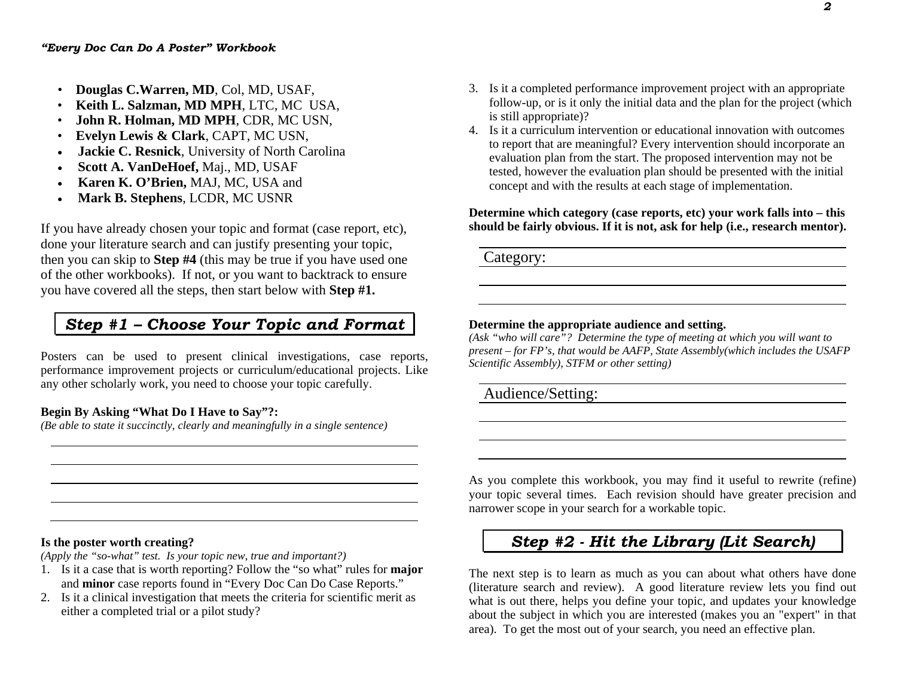- **Douglas C.Warren, MD**, Col, MD, USAF,
- **Keith L. Salzman, MD MPH**, LTC, MC USA,
- **John R. Holman, MD MPH**, CDR, MC USN,
- **Evelyn Lewis & Clark**, CAPT, MC USN,
- **Jackie C. Resnick**, University of North Carolina
- **Scott A. VanDeHoef,** Maj., MD, USAF
- **Karen K. O'Brien,** MAJ, MC, USA and
- **Mark B. Stephens**, LCDR, MC USNR

If you have already chosen your topic and format (case report, etc), done your literature search and can justify presenting your topic, then you can skip to **Step #4** (this may be true if you have used one of the other workbooks). If not, or you want to backtrack to ensure you have covered all the steps, then start below with **Step #1.**

## *Step #1 – Choose Your Topic and Format*

Posters can be used to present clinical investigations, case reports, performance improvement projects or curriculum/educational projects. Like any other scholarly work, you need to choose your topic carefully.

**Begin By Asking "What Do I Have to Say"?:**
*(Be able to state it succinctly, clearly and meaningfully in a single sentence)*

______________________________________________

______________________________________________

______________________________________________

______________________________________________

______________________________________________

**Is the poster worth creating?**
*(Apply the "so-what" test. Is your topic new, true and important?)*

1. Is it a case that is worth reporting? Follow the "so what" rules for **major** and **minor** case reports found in "Every Doc Can Do Case Reports."
2. Is it a clinical investigation that meets the criteria for scientific merit as either a completed trial or a pilot study?
3. Is it a completed performance improvement project with an appropriate follow-up, or is it only the initial data and the plan for the project (which is still appropriate)?
4. Is it a curriculum intervention or educational innovation with outcomes to report that are meaningful? Every intervention should incorporate an evaluation plan from the start. The proposed intervention may not be tested, however the evaluation plan should be presented with the initial concept and with the results at each stage of implementation.

**Determine which category (case reports, etc) your work falls into – this should be fairly obvious. If it is not, ask for help (i.e., research mentor).**

Category: ______________________________________________

______________________________________________

______________________________________________

**Determine the appropriate audience and setting.**
*(Ask "who will care"? Determine the type of meeting at which you will want to present – for FP's, that would be AAFP, State Assembly(which includes the USAFP Scientific Assembly), STFM or other setting)*

Audience/Setting: ______________________________________________

______________________________________________

______________________________________________

______________________________________________

As you complete this workbook, you may find it useful to rewrite (refine) your topic several times. Each revision should have greater precision and narrower scope in your search for a workable topic.

## *Step #2 - Hit the Library (Lit Search)*

The next step is to learn as much as you can about what others have done (literature search and review). A good literature review lets you find out what is out there, helps you define your topic, and updates your knowledge about the subject in which you are interested (makes you an "expert" in that area). To get the most out of your search, you need an effective plan.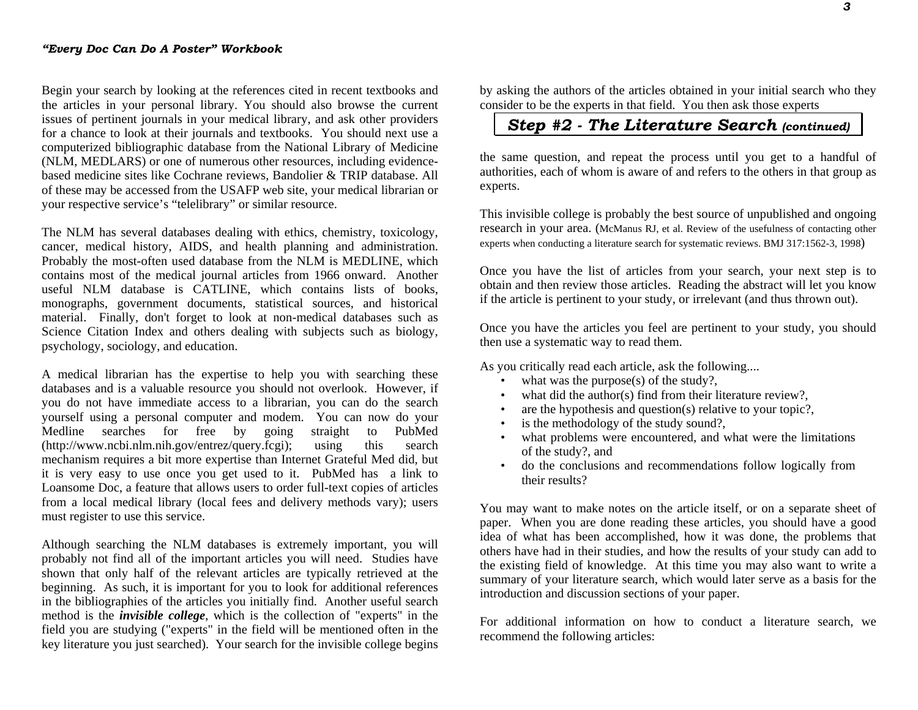Begin your search by looking at the references cited in recent textbooks and the articles in your personal library. You should also browse the current issues of pertinent journals in your medical library, and ask other providers for a chance to look at their journals and textbooks. You should next use a computerized bibliographic database from the National Library of Medicine (NLM, MEDLARS) or one of numerous other resources, including evidence-based medicine sites like Cochrane reviews, Bandolier & TRIP database. All of these may be accessed from the USAFP web site, your medical librarian or your respective service's "telelibrary" or similar resource.

The NLM has several databases dealing with ethics, chemistry, toxicology, cancer, medical history, AIDS, and health planning and administration. Probably the most-often used database from the NLM is MEDLINE, which contains most of the medical journal articles from 1966 onward. Another useful NLM database is CATLINE, which contains lists of books, monographs, government documents, statistical sources, and historical material. Finally, don't forget to look at non-medical databases such as Science Citation Index and others dealing with subjects such as biology, psychology, sociology, and education.

A medical librarian has the expertise to help you with searching these databases and is a valuable resource you should not overlook. However, if you do not have immediate access to a librarian, you can do the search yourself using a personal computer and modem. You can now do your Medline searches for free by going straight to PubMed (http://www.ncbi.nlm.nih.gov/entrez/query.fcgi); using this search mechanism requires a bit more expertise than Internet Grateful Med did, but it is very easy to use once you get used to it. PubMed has a link to Loansome Doc, a feature that allows users to order full-text copies of articles from a local medical library (local fees and delivery methods vary); users must register to use this service.

Although searching the NLM databases is extremely important, you will probably not find all of the important articles you will need. Studies have shown that only half of the relevant articles are typically retrieved at the beginning. As such, it is important for you to look for additional references in the bibliographies of the articles you initially find. Another useful search method is the ***invisible college***, which is the collection of "experts" in the field you are studying ("experts" in the field will be mentioned often in the key literature you just searched). Your search for the invisible college begins by asking the authors of the articles obtained in your initial search who they consider to be the experts in that field. You then ask those experts

## *Step #2 - The Literature Search (continued)*

the same question, and repeat the process until you get to a handful of authorities, each of whom is aware of and refers to the others in that group as experts.

This invisible college is probably the best source of unpublished and ongoing research in your area. (McManus RJ, et al. Review of the usefulness of contacting other experts when conducting a literature search for systematic reviews. BMJ 317:1562-3, 1998)

Once you have the list of articles from your search, your next step is to obtain and then review those articles. Reading the abstract will let you know if the article is pertinent to your study, or irrelevant (and thus thrown out).

Once you have the articles you feel are pertinent to your study, you should then use a systematic way to read them.

As you critically read each article, ask the following....

- what was the purpose(s) of the study?,
- what did the author(s) find from their literature review?,
- are the hypothesis and question(s) relative to your topic?,
- is the methodology of the study sound?,
- what problems were encountered, and what were the limitations of the study?, and
- do the conclusions and recommendations follow logically from their results?

You may want to make notes on the article itself, or on a separate sheet of paper. When you are done reading these articles, you should have a good idea of what has been accomplished, how it was done, the problems that others have had in their studies, and how the results of your study can add to the existing field of knowledge. At this time you may also want to write a summary of your literature search, which would later serve as a basis for the introduction and discussion sections of your paper.

For additional information on how to conduct a literature search, we recommend the following articles: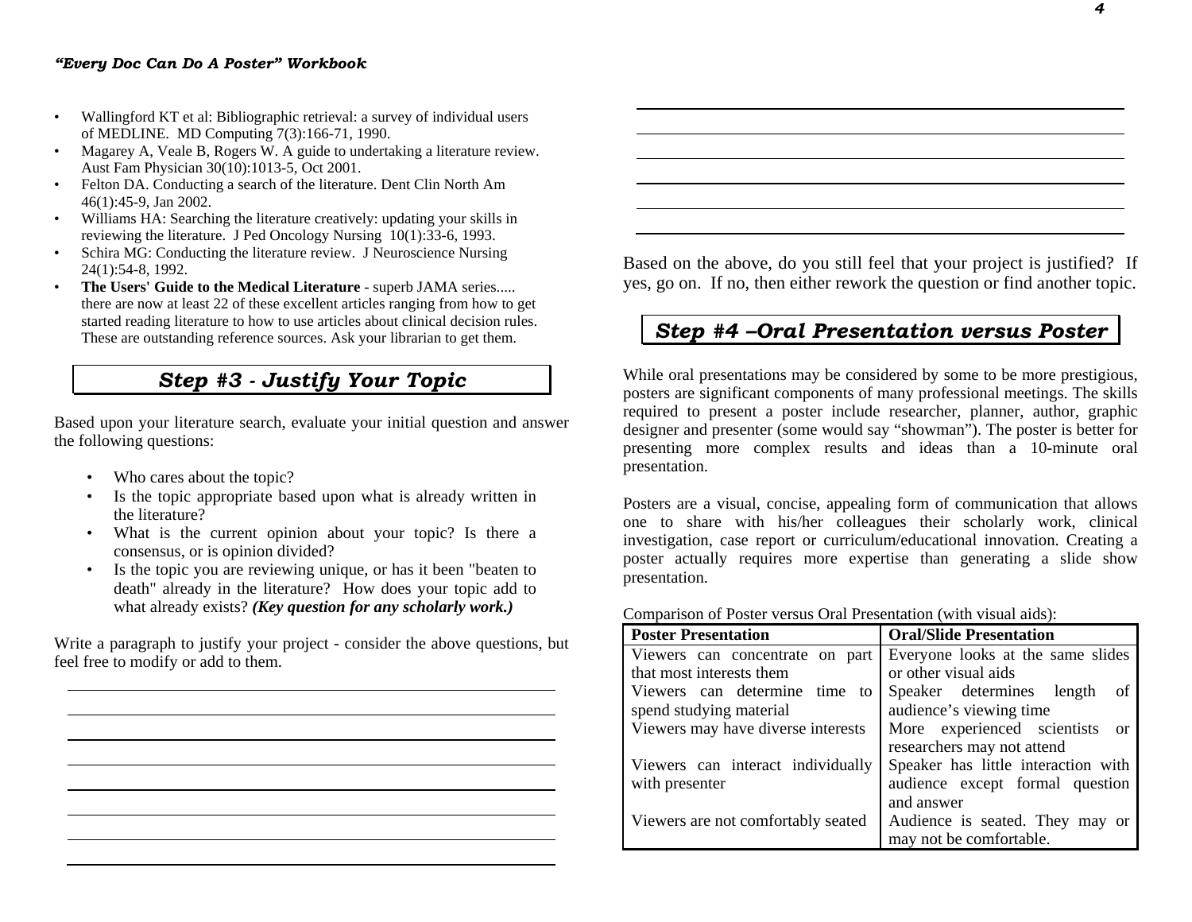- Wallingford KT et al: Bibliographic retrieval: a survey of individual users of MEDLINE. MD Computing 7(3):166-71, 1990.
- Magarey A, Veale B, Rogers W. A guide to undertaking a literature review. Aust Fam Physician 30(10):1013-5, Oct 2001.
- Felton DA. Conducting a search of the literature. Dent Clin North Am 46(1):45-9, Jan 2002.
- Williams HA: Searching the literature creatively: updating your skills in reviewing the literature. J Ped Oncology Nursing 10(1):33-6, 1993.
- Schira MG: Conducting the literature review. J Neuroscience Nursing 24(1):54-8, 1992.
- **The Users' Guide to the Medical Literature** - superb JAMA series..... there are now at least 22 of these excellent articles ranging from how to get started reading literature to how to use articles about clinical decision rules. These are outstanding reference sources. Ask your librarian to get them.

## *Step #3 - Justify Your Topic*

Based upon your literature search, evaluate your initial question and answer the following questions:

- Who cares about the topic?
- Is the topic appropriate based upon what is already written in the literature?
- What is the current opinion about your topic? Is there a consensus, or is opinion divided?
- Is the topic you are reviewing unique, or has it been "beaten to death" already in the literature? How does your topic add to what already exists? ***(Key question for any scholarly work.)***

Write a paragraph to justify your project - consider the above questions, but feel free to modify or add to them.

\_\_\_\_\_\_\_\_\_\_\_\_\_\_\_\_\_\_\_\_\_\_\_\_\_\_\_\_\_\_\_\_\_\_\_\_\_\_\_\_\_\_\_\_\_\_\_\_\_\_\_\_\_\_\_\_\_\_\_\_

\_\_\_\_\_\_\_\_\_\_\_\_\_\_\_\_\_\_\_\_\_\_\_\_\_\_\_\_\_\_\_\_\_\_\_\_\_\_\_\_\_\_\_\_\_\_\_\_\_\_\_\_\_\_\_\_\_\_\_\_

\_\_\_\_\_\_\_\_\_\_\_\_\_\_\_\_\_\_\_\_\_\_\_\_\_\_\_\_\_\_\_\_\_\_\_\_\_\_\_\_\_\_\_\_\_\_\_\_\_\_\_\_\_\_\_\_\_\_\_\_

\_\_\_\_\_\_\_\_\_\_\_\_\_\_\_\_\_\_\_\_\_\_\_\_\_\_\_\_\_\_\_\_\_\_\_\_\_\_\_\_\_\_\_\_\_\_\_\_\_\_\_\_\_\_\_\_\_\_\_\_

\_\_\_\_\_\_\_\_\_\_\_\_\_\_\_\_\_\_\_\_\_\_\_\_\_\_\_\_\_\_\_\_\_\_\_\_\_\_\_\_\_\_\_\_\_\_\_\_\_\_\_\_\_\_\_\_\_\_\_\_

\_\_\_\_\_\_\_\_\_\_\_\_\_\_\_\_\_\_\_\_\_\_\_\_\_\_\_\_\_\_\_\_\_\_\_\_\_\_\_\_\_\_\_\_\_\_\_\_\_\_\_\_\_\_\_\_\_\_\_\_

\_\_\_\_\_\_\_\_\_\_\_\_\_\_\_\_\_\_\_\_\_\_\_\_\_\_\_\_\_\_\_\_\_\_\_\_\_\_\_\_\_\_\_\_\_\_\_\_\_\_\_\_\_\_\_\_\_\_\_\_

\_\_\_\_\_\_\_\_\_\_\_\_\_\_\_\_\_\_\_\_\_\_\_\_\_\_\_\_\_\_\_\_\_\_\_\_\_\_\_\_\_\_\_\_\_\_\_\_\_\_\_\_\_\_\_\_\_\_\_\_

\_\_\_\_\_\_\_\_\_\_\_\_\_\_\_\_\_\_\_\_\_\_\_\_\_\_\_\_\_\_\_\_\_\_\_\_\_\_\_\_\_\_\_\_\_\_\_\_\_\_\_\_\_\_\_\_\_\_\_\_

\_\_\_\_\_\_\_\_\_\_\_\_\_\_\_\_\_\_\_\_\_\_\_\_\_\_\_\_\_\_\_\_\_\_\_\_\_\_\_\_\_\_\_\_\_\_\_\_\_\_\_\_\_\_\_\_\_\_\_\_

\_\_\_\_\_\_\_\_\_\_\_\_\_\_\_\_\_\_\_\_\_\_\_\_\_\_\_\_\_\_\_\_\_\_\_\_\_\_\_\_\_\_\_\_\_\_\_\_\_\_\_\_\_\_\_\_\_\_\_\_

\_\_\_\_\_\_\_\_\_\_\_\_\_\_\_\_\_\_\_\_\_\_\_\_\_\_\_\_\_\_\_\_\_\_\_\_\_\_\_\_\_\_\_\_\_\_\_\_\_\_\_\_\_\_\_\_\_\_\_\_

\_\_\_\_\_\_\_\_\_\_\_\_\_\_\_\_\_\_\_\_\_\_\_\_\_\_\_\_\_\_\_\_\_\_\_\_\_\_\_\_\_\_\_\_\_\_\_\_\_\_\_\_\_\_\_\_\_\_\_\_

\_\_\_\_\_\_\_\_\_\_\_\_\_\_\_\_\_\_\_\_\_\_\_\_\_\_\_\_\_\_\_\_\_\_\_\_\_\_\_\_\_\_\_\_\_\_\_\_\_\_\_\_\_\_\_\_\_\_\_\_

Based on the above, do you still feel that your project is justified? If yes, go on. If no, then either rework the question or find another topic.

## *Step #4 –Oral Presentation versus Poster*

While oral presentations may be considered by some to be more prestigious, posters are significant components of many professional meetings. The skills required to present a poster include researcher, planner, author, graphic designer and presenter (some would say "showman"). The poster is better for presenting more complex results and ideas than a 10-minute oral presentation.

Posters are a visual, concise, appealing form of communication that allows one to share with his/her colleagues their scholarly work, clinical investigation, case report or curriculum/educational innovation. Creating a poster actually requires more expertise than generating a slide show presentation.

Comparison of Poster versus Oral Presentation (with visual aids):

| **Poster Presentation** | **Oral/Slide Presentation** |
|---|---|
| Viewers can concentrate on part that most interests them | Everyone looks at the same slides or other visual aids |
| Viewers can determine time to spend studying material | Speaker determines length of audience's viewing time |
| Viewers may have diverse interests | More experienced scientists or researchers may not attend |
| Viewers can interact individually with presenter | Speaker has little interaction with audience except formal question and answer |
| Viewers are not comfortably seated | Audience is seated. They may or may not be comfortable. |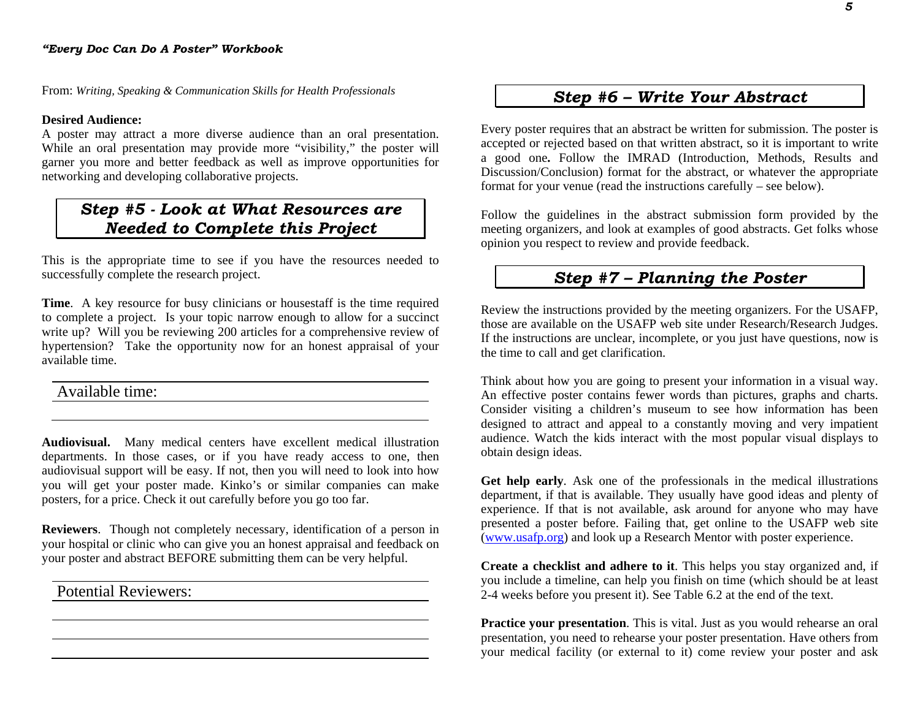From: *Writing, Speaking & Communication Skills for Health Professionals*

**Desired Audience:**
A poster may attract a more diverse audience than an oral presentation. While an oral presentation may provide more "visibility," the poster will garner you more and better feedback as well as improve opportunities for networking and developing collaborative projects.

## *Step #5 - Look at What Resources are Needed to Complete this Project*

This is the appropriate time to see if you have the resources needed to successfully complete the research project.

**Time**. A key resource for busy clinicians or housestaff is the time required to complete a project. Is your topic narrow enough to allow for a succinct write up? Will you be reviewing 200 articles for a comprehensive review of hypertension? Take the opportunity now for an honest appraisal of your available time.

Available time:

_______________________________________________

**Audiovisual.** Many medical centers have excellent medical illustration departments. In those cases, or if you have ready access to one, then audiovisual support will be easy. If not, then you will need to look into how you will get your poster made. Kinko's or similar companies can make posters, for a price. Check it out carefully before you go too far.

**Reviewers**. Though not completely necessary, identification of a person in your hospital or clinic who can give you an honest appraisal and feedback on your poster and abstract BEFORE submitting them can be very helpful.

Potential Reviewers:

_______________________________________________

_______________________________________________

_______________________________________________

## *Step #6 – Write Your Abstract*

Every poster requires that an abstract be written for submission. The poster is accepted or rejected based on that written abstract, so it is important to write a good one**.** Follow the IMRAD (Introduction, Methods, Results and Discussion/Conclusion) format for the abstract, or whatever the appropriate format for your venue (read the instructions carefully – see below).

Follow the guidelines in the abstract submission form provided by the meeting organizers, and look at examples of good abstracts. Get folks whose opinion you respect to review and provide feedback.

## *Step #7 – Planning the Poster*

Review the instructions provided by the meeting organizers. For the USAFP, those are available on the USAFP web site under Research/Research Judges. If the instructions are unclear, incomplete, or you just have questions, now is the time to call and get clarification.

Think about how you are going to present your information in a visual way. An effective poster contains fewer words than pictures, graphs and charts. Consider visiting a children's museum to see how information has been designed to attract and appeal to a constantly moving and very impatient audience. Watch the kids interact with the most popular visual displays to obtain design ideas.

**Get help early**. Ask one of the professionals in the medical illustrations department, if that is available. They usually have good ideas and plenty of experience. If that is not available, ask around for anyone who may have presented a poster before. Failing that, get online to the USAFP web site (www.usafp.org) and look up a Research Mentor with poster experience.

**Create a checklist and adhere to it**. This helps you stay organized and, if you include a timeline, can help you finish on time (which should be at least 2-4 weeks before you present it). See Table 6.2 at the end of the text.

**Practice your presentation**. This is vital. Just as you would rehearse an oral presentation, you need to rehearse your poster presentation. Have others from your medical facility (or external to it) come review your poster and ask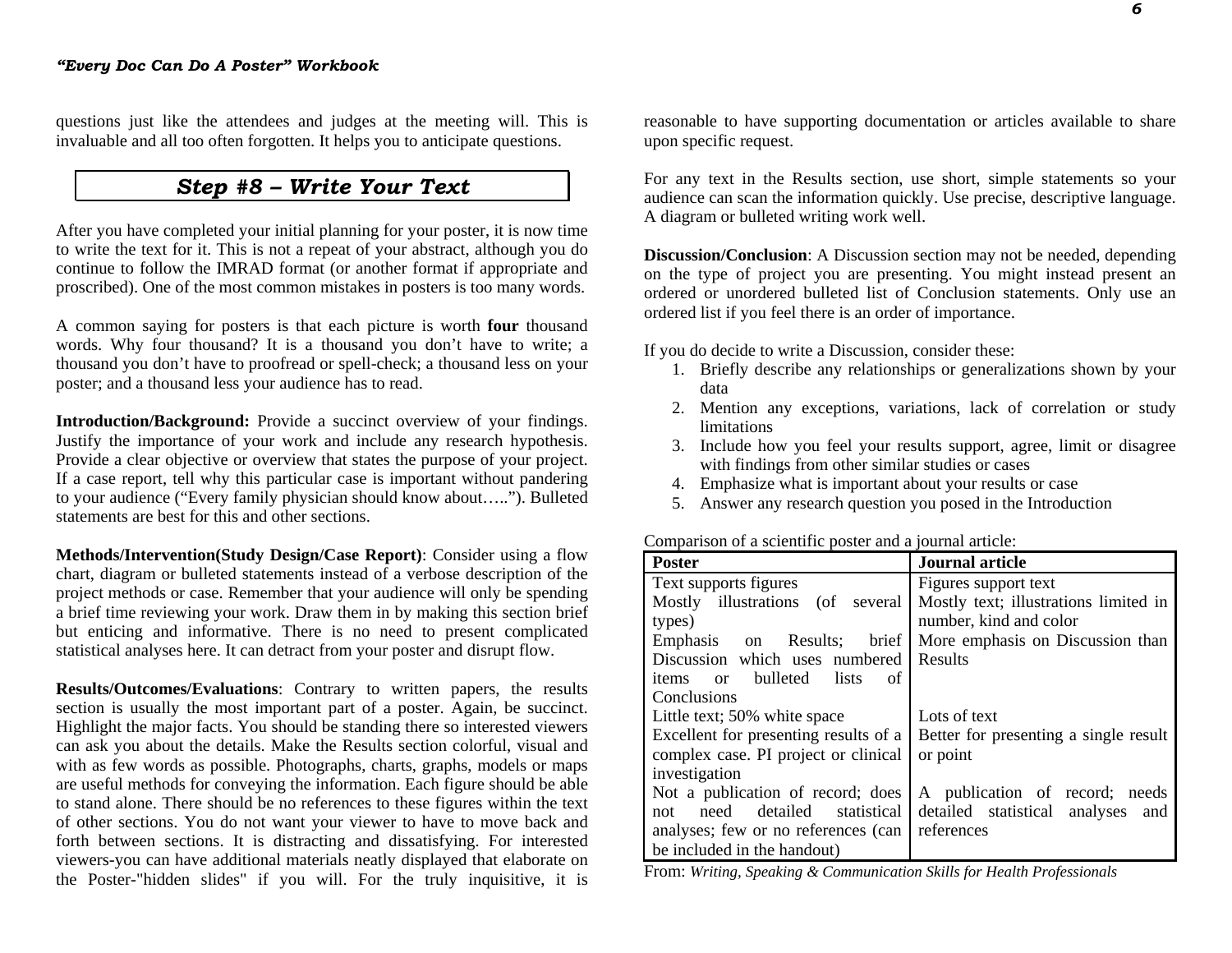questions just like the attendees and judges at the meeting will. This is invaluable and all too often forgotten. It helps you to anticipate questions.

## *Step #8 – Write Your Text*

After you have completed your initial planning for your poster, it is now time to write the text for it. This is not a repeat of your abstract, although you do continue to follow the IMRAD format (or another format if appropriate and proscribed). One of the most common mistakes in posters is too many words.

A common saying for posters is that each picture is worth **four** thousand words. Why four thousand? It is a thousand you don't have to write; a thousand you don't have to proofread or spell-check; a thousand less on your poster; and a thousand less your audience has to read.

**Introduction/Background:** Provide a succinct overview of your findings. Justify the importance of your work and include any research hypothesis. Provide a clear objective or overview that states the purpose of your project. If a case report, tell why this particular case is important without pandering to your audience ("Every family physician should know about….."). Bulleted statements are best for this and other sections.

**Methods/Intervention(Study Design/Case Report)**: Consider using a flow chart, diagram or bulleted statements instead of a verbose description of the project methods or case. Remember that your audience will only be spending a brief time reviewing your work. Draw them in by making this section brief but enticing and informative. There is no need to present complicated statistical analyses here. It can detract from your poster and disrupt flow.

**Results/Outcomes/Evaluations**: Contrary to written papers, the results section is usually the most important part of a poster. Again, be succinct. Highlight the major facts. You should be standing there so interested viewers can ask you about the details. Make the Results section colorful, visual and with as few words as possible. Photographs, charts, graphs, models or maps are useful methods for conveying the information. Each figure should be able to stand alone. There should be no references to these figures within the text of other sections. You do not want your viewer to have to move back and forth between sections. It is distracting and dissatisfying. For interested viewers-you can have additional materials neatly displayed that elaborate on the Poster-"hidden slides" if you will. For the truly inquisitive, it is reasonable to have supporting documentation or articles available to share upon specific request.

For any text in the Results section, use short, simple statements so your audience can scan the information quickly. Use precise, descriptive language. A diagram or bulleted writing work well.

**Discussion/Conclusion**: A Discussion section may not be needed, depending on the type of project you are presenting. You might instead present an ordered or unordered bulleted list of Conclusion statements. Only use an ordered list if you feel there is an order of importance.

If you do decide to write a Discussion, consider these:

1. Briefly describe any relationships or generalizations shown by your data
2. Mention any exceptions, variations, lack of correlation or study limitations
3. Include how you feel your results support, agree, limit or disagree with findings from other similar studies or cases
4. Emphasize what is important about your results or case
5. Answer any research question you posed in the Introduction

Comparison of a scientific poster and a journal article:

| Poster | Journal article |
| --- | --- |
| Text supports figures | Figures support text |
| Mostly illustrations (of several types) | Mostly text; illustrations limited in number, kind and color |
| Emphasis on Results; brief Discussion which uses numbered items or bulleted lists of Conclusions | More emphasis on Discussion than Results |
| Little text; 50% white space | Lots of text |
| Excellent for presenting results of a complex case. PI project or clinical investigation | Better for presenting a single result or point |
| Not a publication of record; does not need detailed statistical analyses; few or no references (can be included in the handout) | A publication of record; needs detailed statistical analyses and references |

From: *Writing, Speaking & Communication Skills for Health Professionals*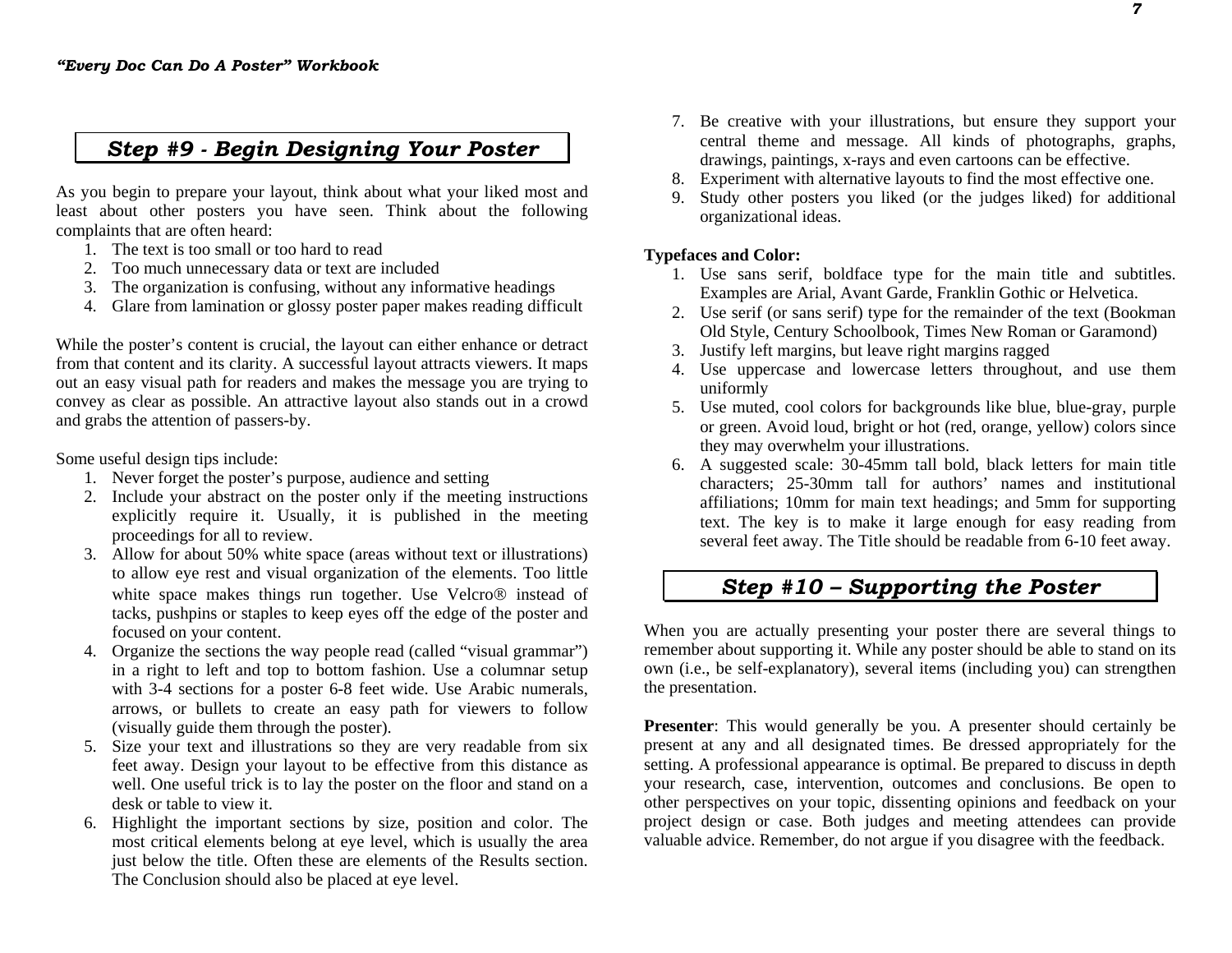## *Step #9 - Begin Designing Your Poster*

As you begin to prepare your layout, think about what your liked most and least about other posters you have seen. Think about the following complaints that are often heard:

1. The text is too small or too hard to read
2. Too much unnecessary data or text are included
3. The organization is confusing, without any informative headings
4. Glare from lamination or glossy poster paper makes reading difficult

While the poster's content is crucial, the layout can either enhance or detract from that content and its clarity. A successful layout attracts viewers. It maps out an easy visual path for readers and makes the message you are trying to convey as clear as possible. An attractive layout also stands out in a crowd and grabs the attention of passers-by.

Some useful design tips include:

1. Never forget the poster's purpose, audience and setting
2. Include your abstract on the poster only if the meeting instructions explicitly require it. Usually, it is published in the meeting proceedings for all to review.
3. Allow for about 50% white space (areas without text or illustrations) to allow eye rest and visual organization of the elements. Too little white space makes things run together. Use Velcro® instead of tacks, pushpins or staples to keep eyes off the edge of the poster and focused on your content.
4. Organize the sections the way people read (called "visual grammar") in a right to left and top to bottom fashion. Use a columnar setup with 3-4 sections for a poster 6-8 feet wide. Use Arabic numerals, arrows, or bullets to create an easy path for viewers to follow (visually guide them through the poster).
5. Size your text and illustrations so they are very readable from six feet away. Design your layout to be effective from this distance as well. One useful trick is to lay the poster on the floor and stand on a desk or table to view it.
6. Highlight the important sections by size, position and color. The most critical elements belong at eye level, which is usually the area just below the title. Often these are elements of the Results section. The Conclusion should also be placed at eye level.
7. Be creative with your illustrations, but ensure they support your central theme and message. All kinds of photographs, graphs, drawings, paintings, x-rays and even cartoons can be effective.
8. Experiment with alternative layouts to find the most effective one.
9. Study other posters you liked (or the judges liked) for additional organizational ideas.

**Typefaces and Color:**

1. Use sans serif, boldface type for the main title and subtitles. Examples are Arial, Avant Garde, Franklin Gothic or Helvetica.
2. Use serif (or sans serif) type for the remainder of the text (Bookman Old Style, Century Schoolbook, Times New Roman or Garamond)
3. Justify left margins, but leave right margins ragged
4. Use uppercase and lowercase letters throughout, and use them uniformly
5. Use muted, cool colors for backgrounds like blue, blue-gray, purple or green. Avoid loud, bright or hot (red, orange, yellow) colors since they may overwhelm your illustrations.
6. A suggested scale: 30-45mm tall bold, black letters for main title characters; 25-30mm tall for authors' names and institutional affiliations; 10mm for main text headings; and 5mm for supporting text. The key is to make it large enough for easy reading from several feet away. The Title should be readable from 6-10 feet away.

## *Step #10 – Supporting the Poster*

When you are actually presenting your poster there are several things to remember about supporting it. While any poster should be able to stand on its own (i.e., be self-explanatory), several items (including you) can strengthen the presentation.

**Presenter**: This would generally be you. A presenter should certainly be present at any and all designated times. Be dressed appropriately for the setting. A professional appearance is optimal. Be prepared to discuss in depth your research, case, intervention, outcomes and conclusions. Be open to other perspectives on your topic, dissenting opinions and feedback on your project design or case. Both judges and meeting attendees can provide valuable advice. Remember, do not argue if you disagree with the feedback.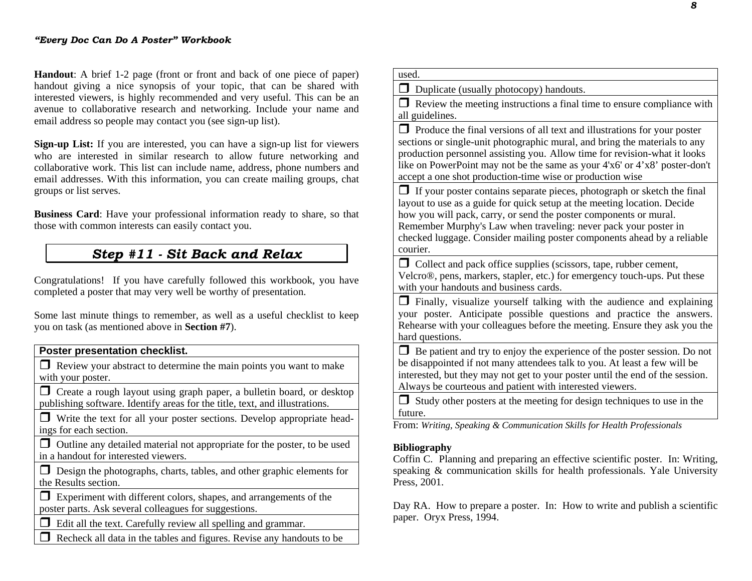**Handout**: A brief 1-2 page (front or front and back of one piece of paper) handout giving a nice synopsis of your topic, that can be shared with interested viewers, is highly recommended and very useful. This can be an avenue to collaborative research and networking. Include your name and email address so people may contact you (see sign-up list).

**Sign-up List:** If you are interested, you can have a sign-up list for viewers who are interested in similar research to allow future networking and collaborative work. This list can include name, address, phone numbers and email addresses. With this information, you can create mailing groups, chat groups or list serves.

**Business Card**: Have your professional information ready to share, so that those with common interests can easily contact you.

## *Step #11 - Sit Back and Relax*

Congratulations! If you have carefully followed this workbook, you have completed a poster that may very well be worthy of presentation.

Some last minute things to remember, as well as a useful checklist to keep you on task (as mentioned above in **Section #7**).

| **Poster presentation checklist.** |
| --- |
| ❒ Review your abstract to determine the main points you want to make with your poster. |
| ❒ Create a rough layout using graph paper, a bulletin board, or desktop publishing software. Identify areas for the title, text, and illustrations. |
| ❒ Write the text for all your poster sections. Develop appropriate head-ings for each section. |
| ❒ Outline any detailed material not appropriate for the poster, to be used in a handout for interested viewers. |
| ❒ Design the photographs, charts, tables, and other graphic elements for the Results section. |
| ❒ Experiment with different colors, shapes, and arrangements of the poster parts. Ask several colleagues for suggestions. |
| ❒ Edit all the text. Carefully review all spelling and grammar. |
| ❒ Recheck all data in the tables and figures. Revise any handouts to be used. |
| ❒ Duplicate (usually photocopy) handouts. |
| ❒ Review the meeting instructions a final time to ensure compliance with all guidelines. |
| ❒ Produce the final versions of all text and illustrations for your poster sections or single-unit photographic mural, and bring the materials to any production personnel assisting you. Allow time for revision-what it looks like on PowerPoint may not be the same as your 4'x6' or 4'x8' poster-don't accept a one shot production-time wise or production wise |
| ❒ If your poster contains separate pieces, photograph or sketch the final layout to use as a guide for quick setup at the meeting location. Decide how you will pack, carry, or send the poster components or mural. Remember Murphy's Law when traveling: never pack your poster in checked luggage. Consider mailing poster components ahead by a reliable courier. |
| ❒ Collect and pack office supplies (scissors, tape, rubber cement, Velcro®, pens, markers, stapler, etc.) for emergency touch-ups. Put these with your handouts and business cards. |
| ❒ Finally, visualize yourself talking with the audience and explaining your poster. Anticipate possible questions and practice the answers. Rehearse with your colleagues before the meeting. Ensure they ask you the hard questions. |
| ❒ Be patient and try to enjoy the experience of the poster session. Do not be disappointed if not many attendees talk to you. At least a few will be interested, but they may not get to your poster until the end of the session. Always be courteous and patient with interested viewers. |
| ❒ Study other posters at the meeting for design techniques to use in the future. |

From: *Writing, Speaking & Communication Skills for Health Professionals*

**Bibliography**

Coffin C. Planning and preparing an effective scientific poster. In: Writing, speaking & communication skills for health professionals. Yale University Press, 2001.

Day RA. How to prepare a poster. In: How to write and publish a scientific paper. Oryx Press, 1994.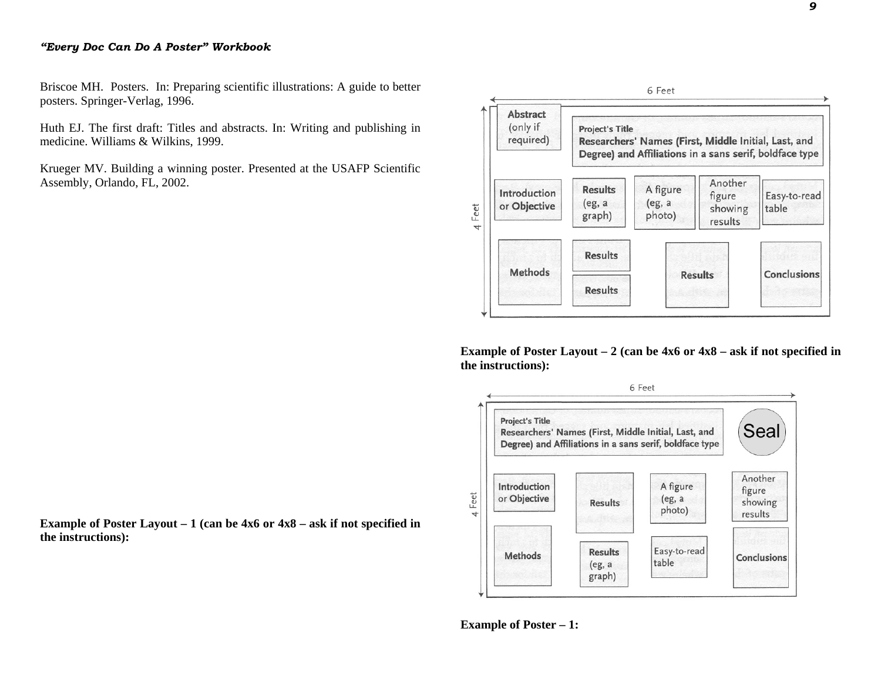Briscoe MH. Posters. In: Preparing scientific illustrations: A guide to better posters. Springer-Verlag, 1996.

Huth EJ. The first draft: Titles and abstracts. In: Writing and publishing in medicine. Williams & Wilkins, 1999.

Krueger MV. Building a winning poster. Presented at the USAFP Scientific Assembly, Orlando, FL, 2002.

**Example of Poster Layout – 1 (can be 4x6 or 4x8 – ask if not specified in the instructions):**

**Example of Poster Layout – 2 (can be 4x6 or 4x8 – ask if not specified in the instructions):**

**Example of Poster – 1:**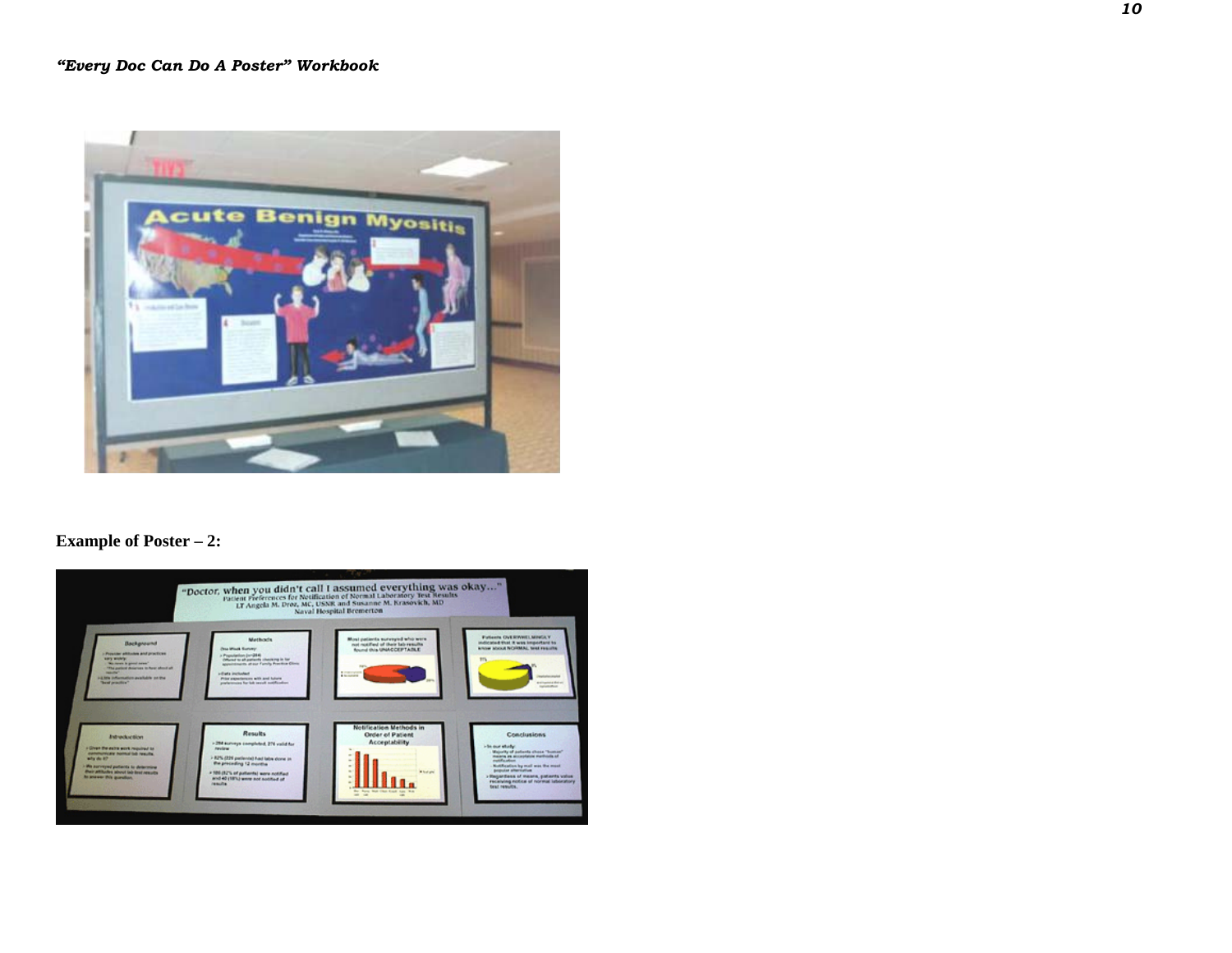**Example of Poster – 2:**